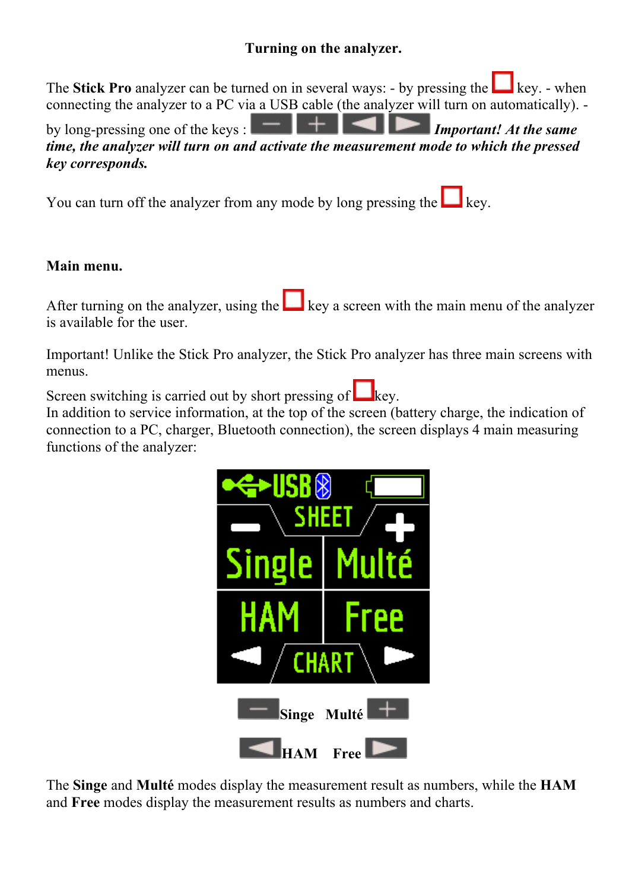## Turning on the analyzer.

The **Stick Pro** analyzer can be turned on in several ways: - by pressing the key. - when connecting the analyzer to a PC via a USB cable (the analyzer will turn on automatically). - by long-pressing one of the keys : ***Important! At the same time, the analyzer will turn on and activate the measurement mode to which the pressed key corresponds.***

You can turn off the analyzer from any mode by long pressing the key.

### Main menu.

After turning on the analyzer, using the key a screen with the main menu of the analyzer is available for the user.

Important! Unlike the Stick Pro analyzer, the Stick Pro analyzer has three main screens with menus.

Screen switching is carried out by short pressing of key.
In addition to service information, at the top of the screen (battery charge, the indication of connection to a PC, charger, Bluetooth connection), the screen displays 4 main measuring functions of the analyzer:

**Singe** **Multé**

**HAM** **Free**

The **Singe** and **Multé** modes display the measurement result as numbers, while the **HAM** and **Free** modes display the measurement results as numbers and charts.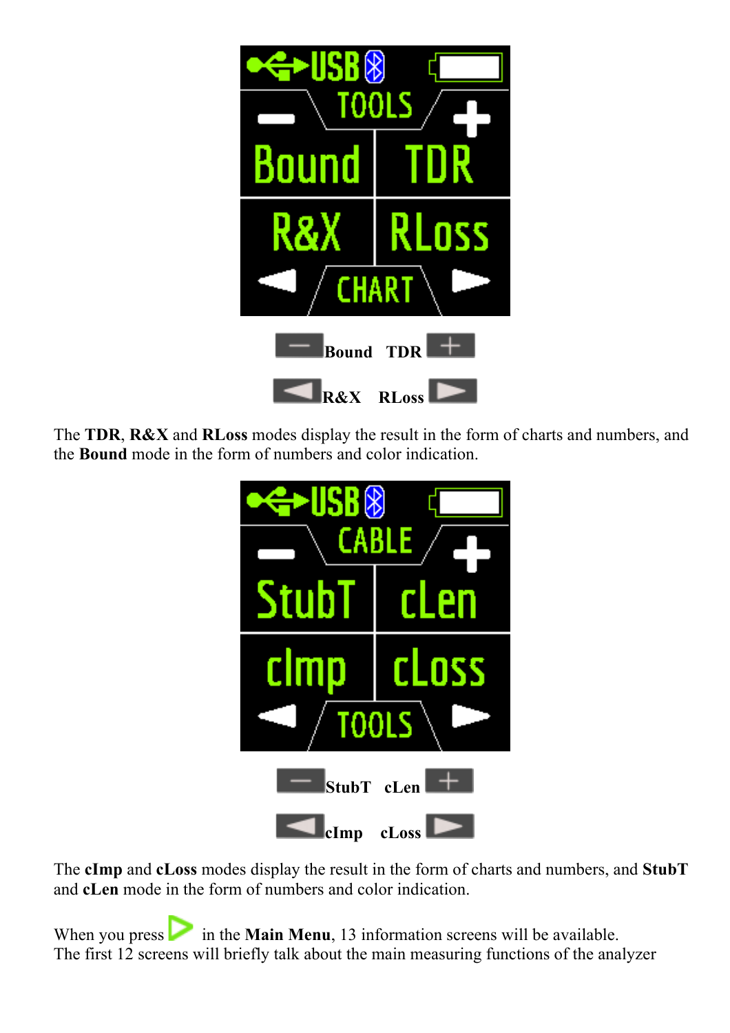Bound TDR

R&X RLoss

The **TDR**, **R&X** and **RLoss** modes display the result in the form of charts and numbers, and the **Bound** mode in the form of numbers and color indication.

StubT cLen

cImp cLoss

The **cImp** and **cLoss** modes display the result in the form of charts and numbers, and **StubT** and **cLen** mode in the form of numbers and color indication.

When you press in the **Main Menu**, 13 information screens will be available.
The first 12 screens will briefly talk about the main measuring functions of the analyzer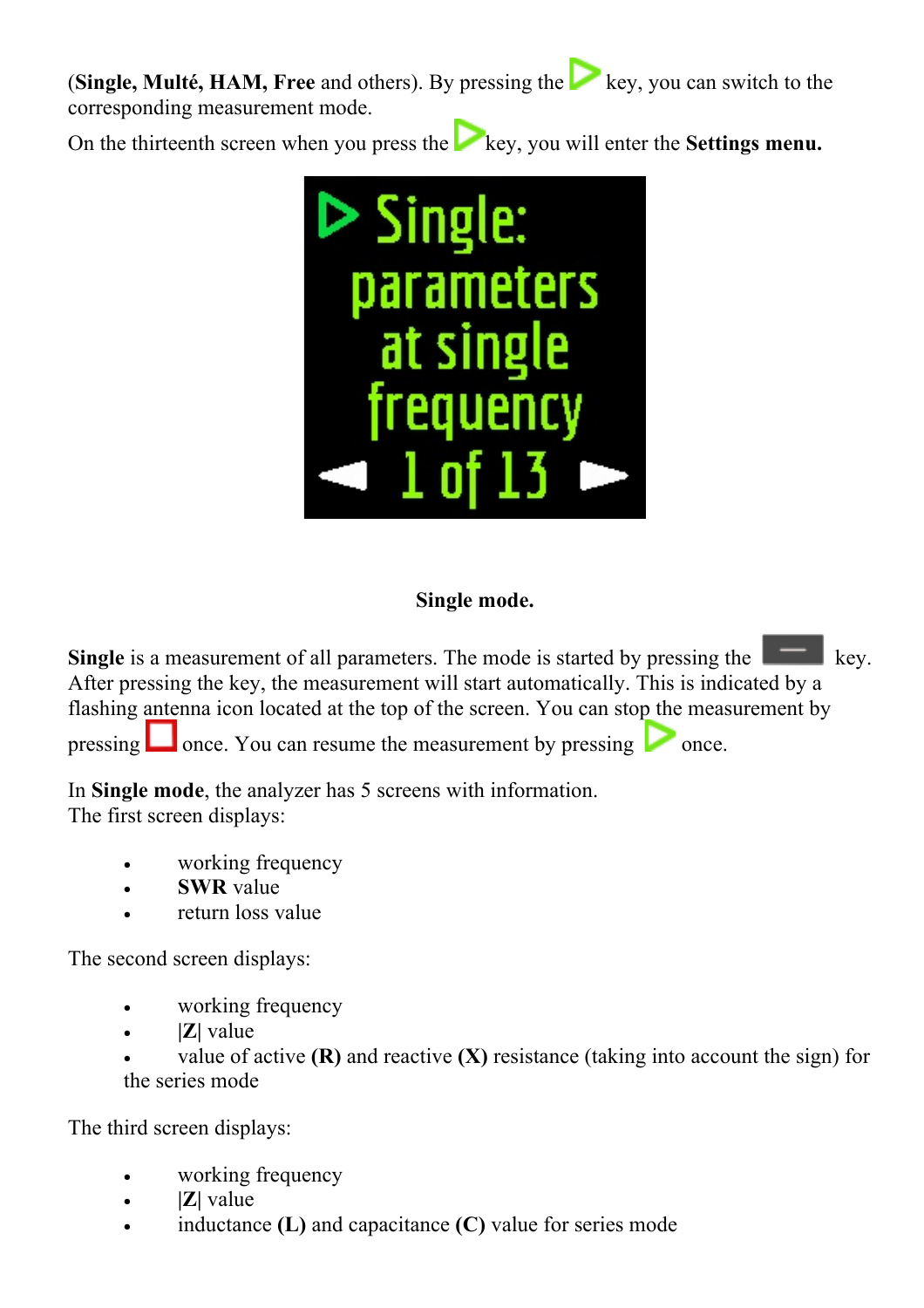(**Single, Multé, HAM, Free** and others). By pressing the key, you can switch to the corresponding measurement mode.

On the thirteenth screen when you press the key, you will enter the **Settings menu.**

**Single mode.**

**Single** is a measurement of all parameters. The mode is started by pressing the key. After pressing the key, the measurement will start automatically. This is indicated by a flashing antenna icon located at the top of the screen. You can stop the measurement by pressing once. You can resume the measurement by pressing once.

In **Single mode**, the analyzer has 5 screens with information.
The first screen displays:

- working frequency
- **SWR** value
- return loss value

The second screen displays:

- working frequency
- |**Z**| value
- value of active **(R)** and reactive **(X)** resistance (taking into account the sign) for the series mode

The third screen displays:

- working frequency
- |**Z**| value
- inductance **(L)** and capacitance **(C)** value for series mode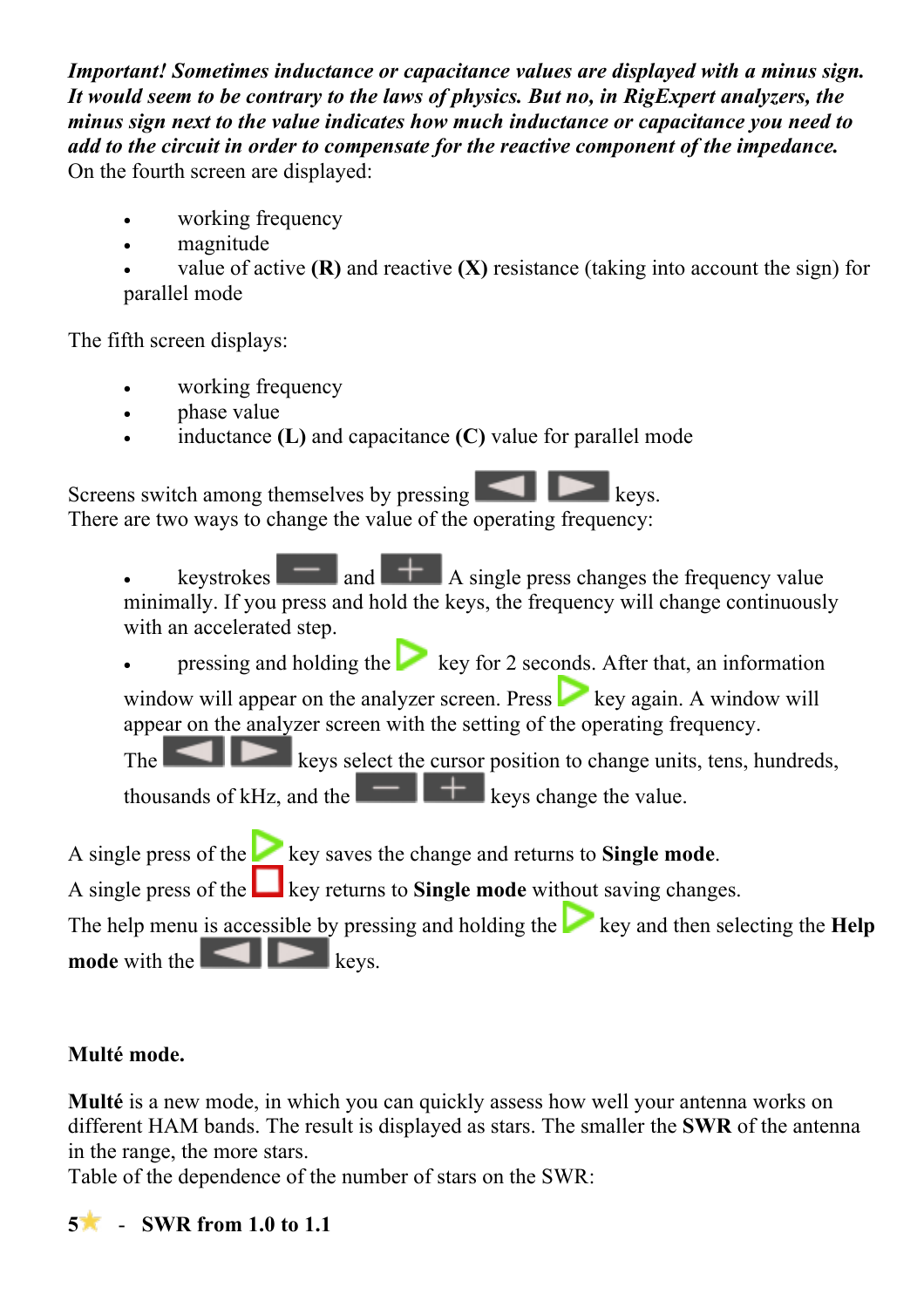***Important! Sometimes inductance or capacitance values are displayed with a minus sign. It would seem to be contrary to the laws of physics. But no, in RigExpert analyzers, the minus sign next to the value indicates how much inductance or capacitance you need to add to the circuit in order to compensate for the reactive component of the impedance.***
On the fourth screen are displayed:

- working frequency
- magnitude
- value of active **(R)** and reactive **(X)** resistance (taking into account the sign) for parallel mode

The fifth screen displays:

- working frequency
- phase value
- inductance **(L)** and capacitance **(C)** value for parallel mode

Screens switch among themselves by pressing ◀ ▶ keys.
There are two ways to change the value of the operating frequency:

- keystrokes − and +. A single press changes the frequency value minimally. If you press and hold the keys, the frequency will change continuously with an accelerated step.
- pressing and holding the ▷ key for 2 seconds. After that, an information window will appear on the analyzer screen. Press ▷ key again. A window will appear on the analyzer screen with the setting of the operating frequency. The ◀ ▶ keys select the cursor position to change units, tens, hundreds, thousands of kHz, and the − + keys change the value.

A single press of the ▷ key saves the change and returns to **Single mode**.
A single press of the □ key returns to **Single mode** without saving changes.
The help menu is accessible by pressing and holding the ▷ key and then selecting the **Help mode** with the ◀ ▶ keys.

**Multé mode.**

**Multé** is a new mode, in which you can quickly assess how well your antenna works on different HAM bands. The result is displayed as stars. The smaller the **SWR** of the antenna in the range, the more stars.
Table of the dependence of the number of stars on the SWR:

**5**★ - **SWR from 1.0 to 1.1**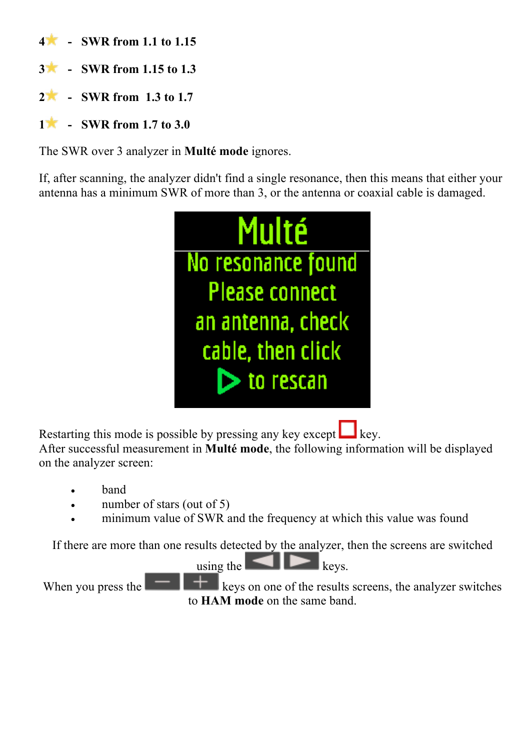4★ - **SWR from 1.1 to 1.15**

3★ - **SWR from 1.15 to 1.3**

2★ - **SWR from 1.3 to 1.7**

1★ - **SWR from 1.7 to 3.0**

The SWR over 3 analyzer in **Multé mode** ignores.

If, after scanning, the analyzer didn't find a single resonance, then this means that either your antenna has a minimum SWR of more than 3, or the antenna or coaxial cable is damaged.

Multé
No resonance found
Please connect
an antenna, check
cable, then click
▷ to rescan

Restarting this mode is possible by pressing any key except ☐ key.
After successful measurement in **Multé mode**, the following information will be displayed on the analyzer screen:

- band
- number of stars (out of 5)
- minimum value of SWR and the frequency at which this value was found

If there are more than one results detected by the analyzer, then the screens are switched using the ◀ ▶ keys.

When you press the − + keys on one of the results screens, the analyzer switches to **HAM mode** on the same band.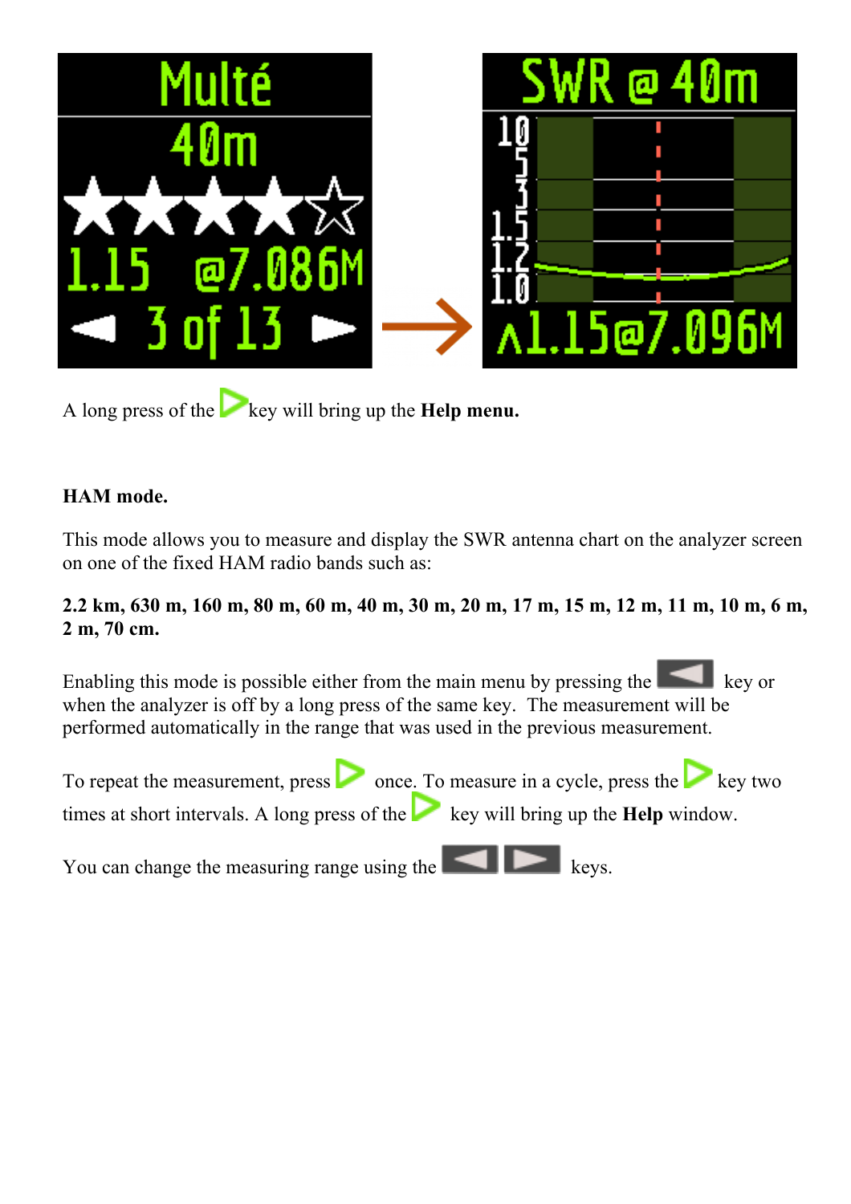A long press of the ▷ key will bring up the **Help menu.**

**HAM mode.**

This mode allows you to measure and display the SWR antenna chart on the analyzer screen on one of the fixed HAM radio bands such as:

**2.2 km, 630 m, 160 m, 80 m, 60 m, 40 m, 30 m, 20 m, 17 m, 15 m, 12 m, 11 m, 10 m, 6 m, 2 m, 70 cm.**

Enabling this mode is possible either from the main menu by pressing the ◀ key or when the analyzer is off by a long press of the same key. The measurement will be performed automatically in the range that was used in the previous measurement.

To repeat the measurement, press ▷ once. To measure in a cycle, press the ▷ key two times at short intervals. A long press of the ▷ key will bring up the **Help** window.

You can change the measuring range using the ◀ ▶ keys.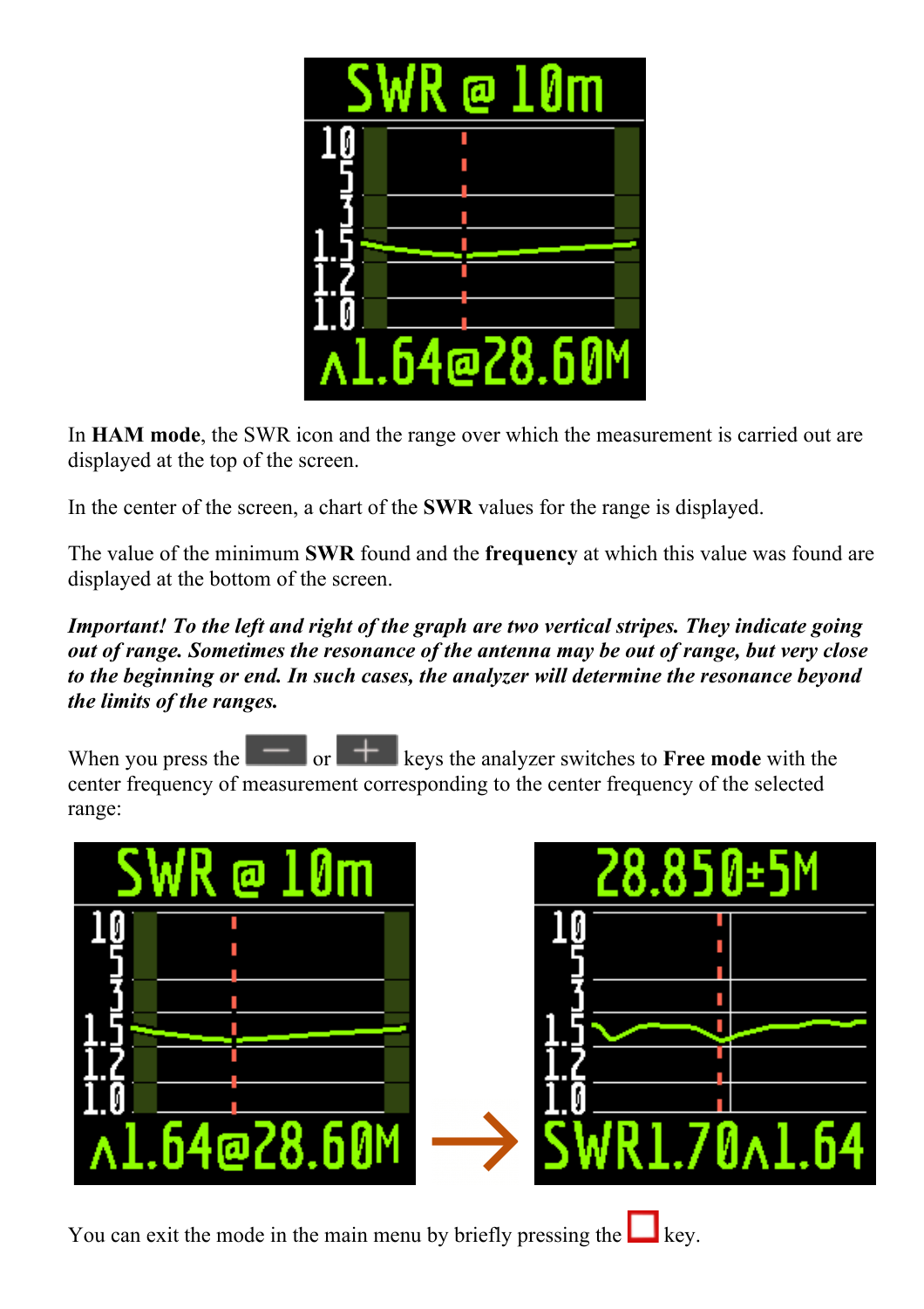In **HAM mode**, the SWR icon and the range over which the measurement is carried out are displayed at the top of the screen.

In the center of the screen, a chart of the **SWR** values for the range is displayed.

The value of the minimum **SWR** found and the **frequency** at which this value was found are displayed at the bottom of the screen.

***Important! To the left and right of the graph are two vertical stripes. They indicate going out of range. Sometimes the resonance of the antenna may be out of range, but very close to the beginning or end. In such cases, the analyzer will determine the resonance beyond the limits of the ranges.***

When you press the [–] or [+] keys the analyzer switches to **Free mode** with the center frequency of measurement corresponding to the center frequency of the selected range:

You can exit the mode in the main menu by briefly pressing the [□] key.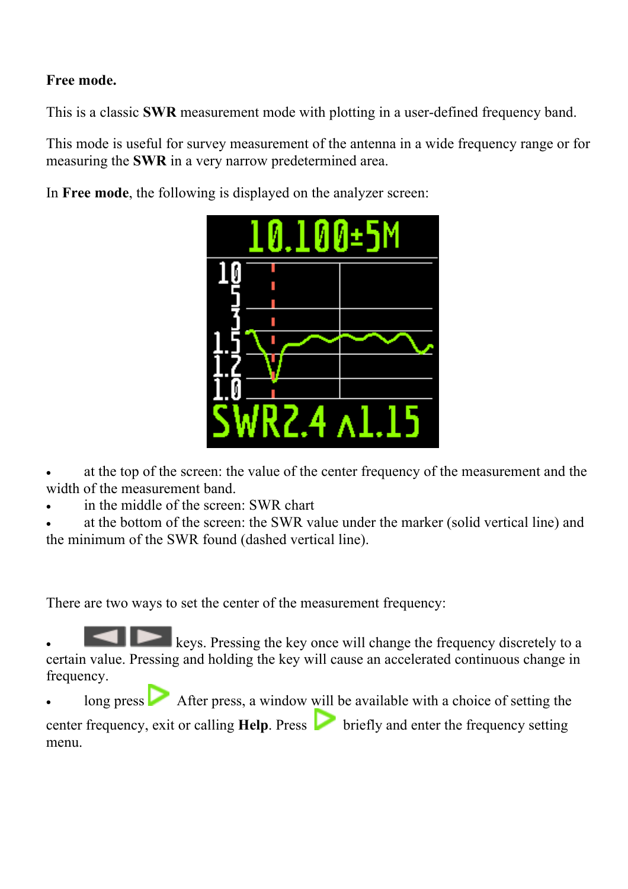**Free mode.**

This is a classic **SWR** measurement mode with plotting in a user-defined frequency band.

This mode is useful for survey measurement of the antenna in a wide frequency range or for measuring the **SWR** in a very narrow predetermined area.

In **Free mode**, the following is displayed on the analyzer screen:

- at the top of the screen: the value of the center frequency of the measurement and the width of the measurement band.
- in the middle of the screen: SWR chart
- at the bottom of the screen: the SWR value under the marker (solid vertical line) and the minimum of the SWR found (dashed vertical line).

There are two ways to set the center of the measurement frequency:

- keys. Pressing the key once will change the frequency discretely to a certain value. Pressing and holding the key will cause an accelerated continuous change in frequency.
- long press After press, a window will be available with a choice of setting the center frequency, exit or calling **Help**. Press briefly and enter the frequency setting menu.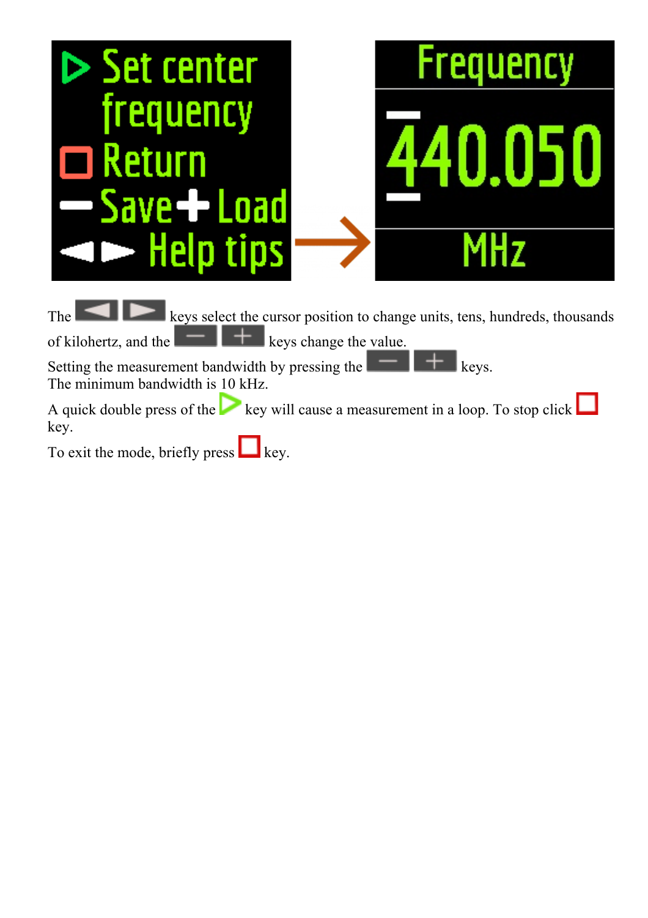Set center frequency
Return
Save Load
Help tips

Frequency
440.050
MHz

The ◄ ► keys select the cursor position to change units, tens, hundreds, thousands of kilohertz, and the − + keys change the value.
Setting the measurement bandwidth by pressing the − + keys.
The minimum bandwidth is 10 kHz.

A quick double press of the ▷ key will cause a measurement in a loop. To stop click □ key.

To exit the mode, briefly press □ key.